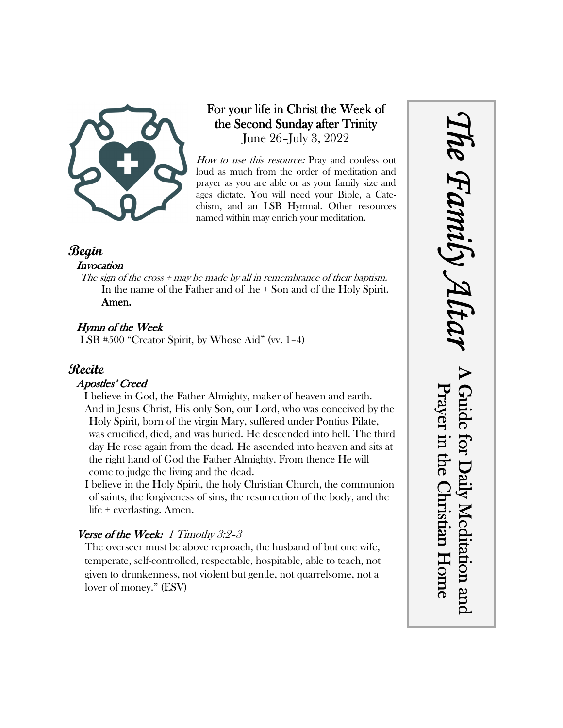# The Family Altar

## A Guide for Daily Meditation and Prayer in the Christian Home

**For your life in Christ the Week of the Second Sunday after Trinity**
June 26–July 3, 2022

*How to use this resource:* Pray and confess out loud as much from the order of meditation and prayer as you are able or as your family size and ages dictate. You will need your Bible, a Catechism, and an LSB Hymnal. Other resources named within may enrich your meditation.

## Begin

### Invocation

*The sign of the cross + may be made by all in remembrance of their baptism.*

In the name of the Father and of the + Son and of the Holy Spirit.
**Amen.**

### Hymn of the Week

LSB #500 "Creator Spirit, by Whose Aid" (vv. 1–4)

## Recite

### Apostles' Creed

I believe in God, the Father Almighty, maker of heaven and earth.

And in Jesus Christ, His only Son, our Lord, who was conceived by the Holy Spirit, born of the virgin Mary, suffered under Pontius Pilate, was crucified, died, and was buried. He descended into hell. The third day He rose again from the dead. He ascended into heaven and sits at the right hand of God the Father Almighty. From thence He will come to judge the living and the dead.

I believe in the Holy Spirit, the holy Christian Church, the communion of saints, the forgiveness of sins, the resurrection of the body, and the life + everlasting. Amen.

### Verse of the Week: *1 Timothy 3:2–3*

The overseer must be above reproach, the husband of but one wife, temperate, self-controlled, respectable, hospitable, able to teach, not given to drunkenness, not violent but gentle, not quarrelsome, not a lover of money." (ESV)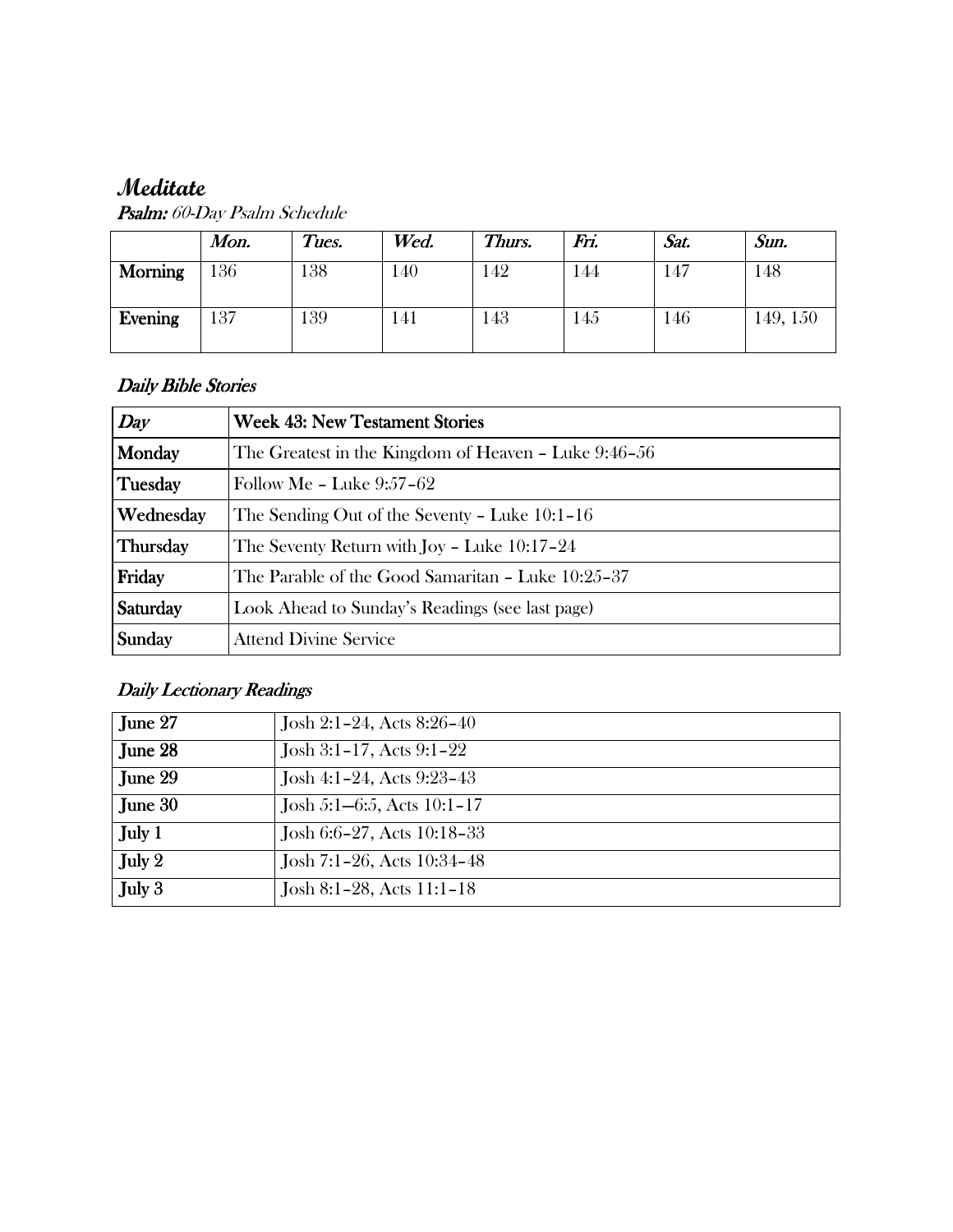# *Meditate*

***Psalm:*** *60-Day Psalm Schedule*

| | *Mon.* | *Tues.* | *Wed.* | *Thurs.* | *Fri.* | *Sat.* | *Sun.* |
|---|---|---|---|---|---|---|---|
| **Morning** | 136 | 138 | 140 | 142 | 144 | 147 | 148 |
| **Evening** | 137 | 139 | 141 | 143 | 145 | 146 | 149, 150 |

### *Daily Bible Stories*

| *Day* | **Week 43: New Testament Stories** |
|---|---|
| **Monday** | The Greatest in the Kingdom of Heaven – Luke 9:46–56 |
| **Tuesday** | Follow Me – Luke 9:57–62 |
| **Wednesday** | The Sending Out of the Seventy – Luke 10:1–16 |
| **Thursday** | The Seventy Return with Joy – Luke 10:17–24 |
| **Friday** | The Parable of the Good Samaritan – Luke 10:25–37 |
| **Saturday** | Look Ahead to Sunday's Readings (see last page) |
| **Sunday** | Attend Divine Service |

### *Daily Lectionary Readings*

| | |
|---|---|
| **June 27** | Josh 2:1–24, Acts 8:26–40 |
| **June 28** | Josh 3:1–17, Acts 9:1–22 |
| **June 29** | Josh 4:1–24, Acts 9:23–43 |
| **June 30** | Josh 5:1—6:5, Acts 10:1–17 |
| **July 1** | Josh 6:6–27, Acts 10:18–33 |
| **July 2** | Josh 7:1–26, Acts 10:34–48 |
| **July 3** | Josh 8:1–28, Acts 11:1–18 |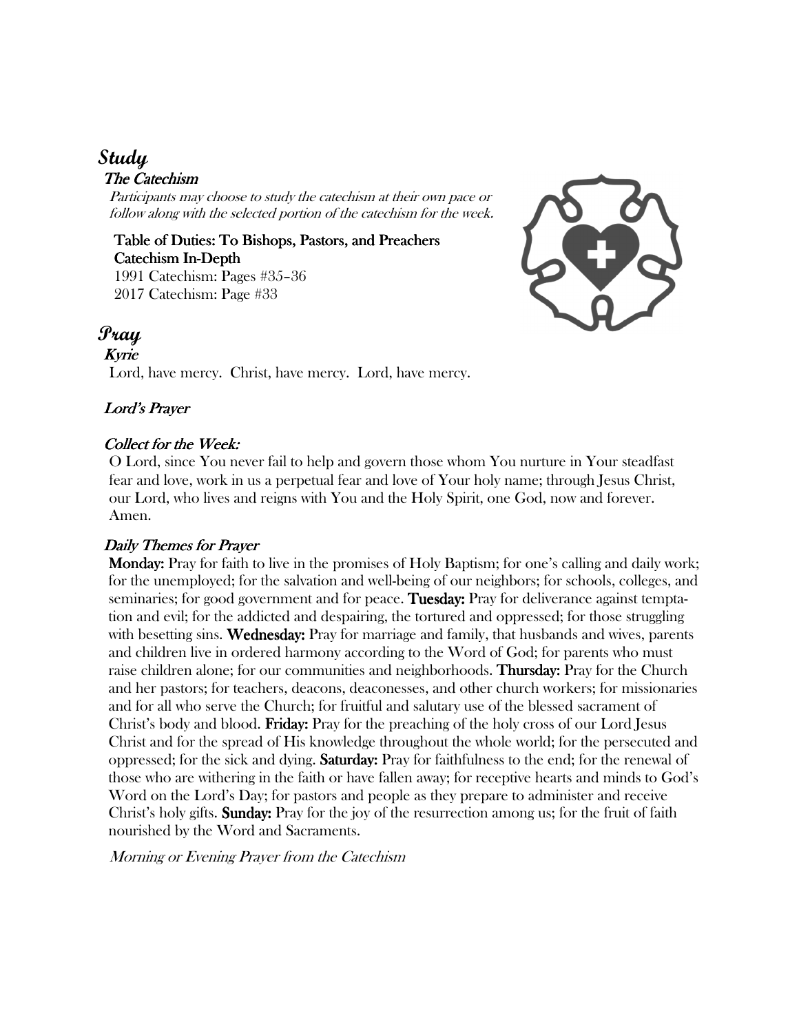# *Study*

## *The Catechism*

*Participants may choose to study the catechism at their own pace or follow along with the selected portion of the catechism for the week.*

**Table of Duties: To Bishops, Pastors, and Preachers**
**Catechism In-Depth**
1991 Catechism: Pages #35–36
2017 Catechism: Page #33

# *Pray*

## *Kyrie*

Lord, have mercy. Christ, have mercy. Lord, have mercy.

## *Lord's Prayer*

## *Collect for the Week:*

O Lord, since You never fail to help and govern those whom You nurture in Your steadfast fear and love, work in us a perpetual fear and love of Your holy name; through Jesus Christ, our Lord, who lives and reigns with You and the Holy Spirit, one God, now and forever. Amen.

## *Daily Themes for Prayer*

**Monday:** Pray for faith to live in the promises of Holy Baptism; for one's calling and daily work; for the unemployed; for the salvation and well-being of our neighbors; for schools, colleges, and seminaries; for good government and for peace. **Tuesday:** Pray for deliverance against temptation and evil; for the addicted and despairing, the tortured and oppressed; for those struggling with besetting sins. **Wednesday:** Pray for marriage and family, that husbands and wives, parents and children live in ordered harmony according to the Word of God; for parents who must raise children alone; for our communities and neighborhoods. **Thursday:** Pray for the Church and her pastors; for teachers, deacons, deaconesses, and other church workers; for missionaries and for all who serve the Church; for fruitful and salutary use of the blessed sacrament of Christ's body and blood. **Friday:** Pray for the preaching of the holy cross of our Lord Jesus Christ and for the spread of His knowledge throughout the whole world; for the persecuted and oppressed; for the sick and dying. **Saturday:** Pray for faithfulness to the end; for the renewal of those who are withering in the faith or have fallen away; for receptive hearts and minds to God's Word on the Lord's Day; for pastors and people as they prepare to administer and receive Christ's holy gifts. **Sunday:** Pray for the joy of the resurrection among us; for the fruit of faith nourished by the Word and Sacraments.

*Morning or Evening Prayer from the Catechism*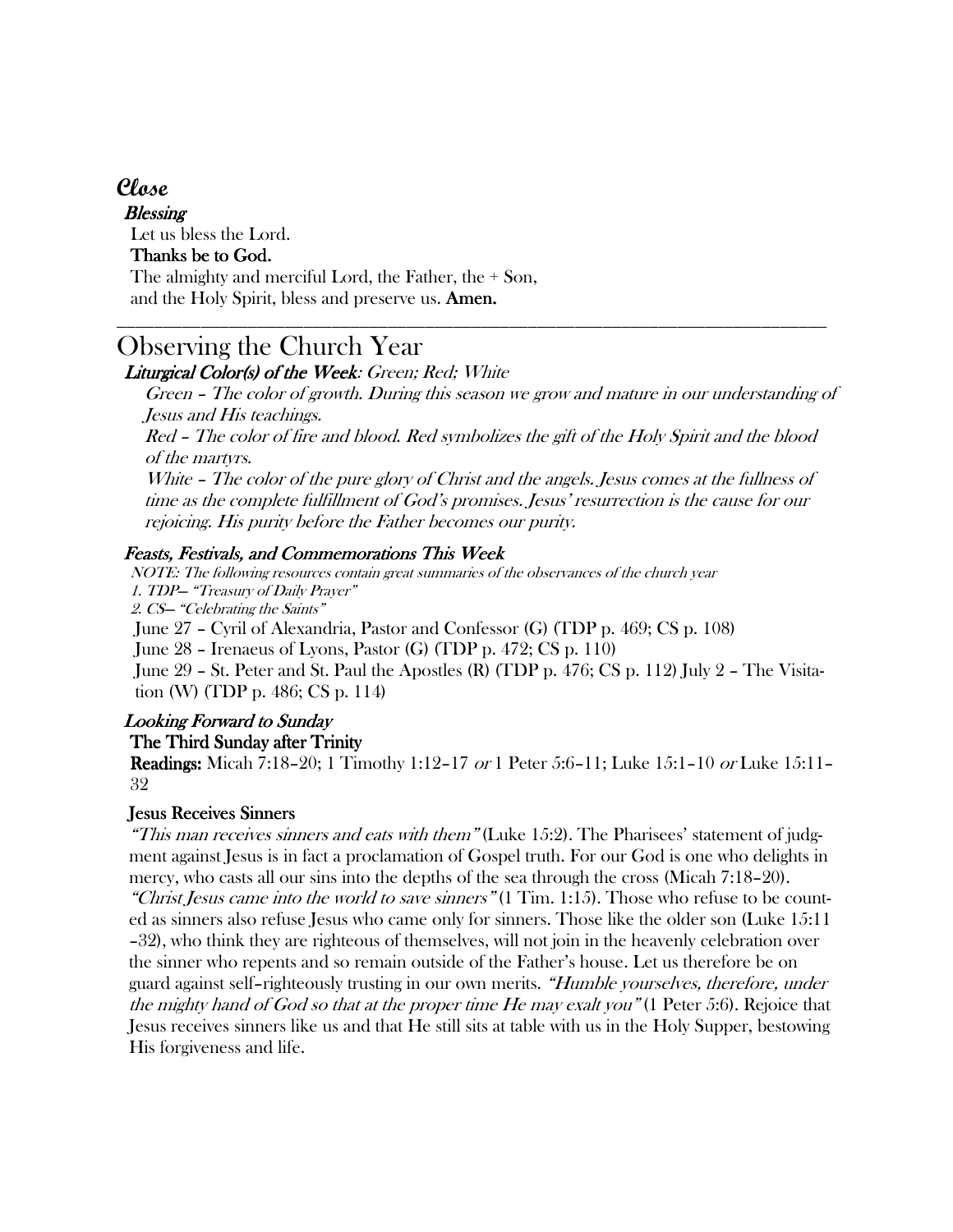## Close

***Blessing***

Let us bless the Lord.

**Thanks be to God.**

The almighty and merciful Lord, the Father, the + Son, and the Holy Spirit, bless and preserve us. **Amen.**

---

# Observing the Church Year

***Liturgical Color(s) of the Week**: Green; Red; White*

*Green – The color of growth. During this season we grow and mature in our understanding of Jesus and His teachings.*

*Red – The color of fire and blood. Red symbolizes the gift of the Holy Spirit and the blood of the martyrs.*

*White – The color of the pure glory of Christ and the angels. Jesus comes at the fullness of time as the complete fulfillment of God's promises. Jesus' resurrection is the cause for our rejoicing. His purity before the Father becomes our purity.*

***Feasts, Festivals, and Commemorations This Week***

*NOTE: The following resources contain great summaries of the observances of the church year*

*1. TDP— "Treasury of Daily Prayer"*

*2. CS— "Celebrating the Saints"*

June 27 – Cyril of Alexandria, Pastor and Confessor (G) (TDP p. 469; CS p. 108)

June 28 – Irenaeus of Lyons, Pastor (G) (TDP p. 472; CS p. 110)

June 29 – St. Peter and St. Paul the Apostles (R) (TDP p. 476; CS p. 112) July 2 – The Visitation (W) (TDP p. 486; CS p. 114)

***Looking Forward to Sunday***

**The Third Sunday after Trinity**

**Readings:** Micah 7:18–20; 1 Timothy 1:12–17 *or* 1 Peter 5:6–11; Luke 15:1–10 *or* Luke 15:11–32

**Jesus Receives Sinners**

*"This man receives sinners and eats with them"* (Luke 15:2). The Pharisees' statement of judgment against Jesus is in fact a proclamation of Gospel truth. For our God is one who delights in mercy, who casts all our sins into the depths of the sea through the cross (Micah 7:18–20). *"Christ Jesus came into the world to save sinners"* (1 Tim. 1:15). Those who refuse to be counted as sinners also refuse Jesus who came only for sinners. Those like the older son (Luke 15:11–32), who think they are righteous of themselves, will not join in the heavenly celebration over the sinner who repents and so remain outside of the Father's house. Let us therefore be on guard against self–righteously trusting in our own merits. *"Humble yourselves, therefore, under the mighty hand of God so that at the proper time He may exalt you"* (1 Peter 5:6). Rejoice that Jesus receives sinners like us and that He still sits at table with us in the Holy Supper, bestowing His forgiveness and life.